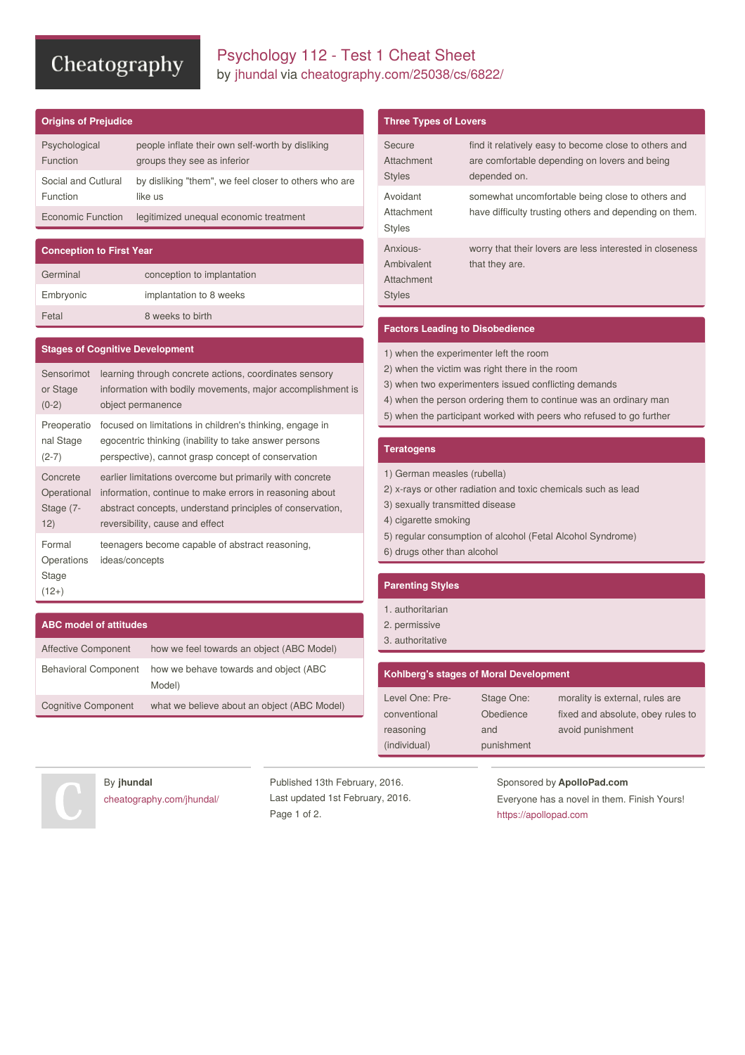# Psychology 112 - Test 1 Cheat Sheet

by jhundal via cheatography.com/25038/cs/6822/

## Origins of Prejudice

| | |
|---|---|
| Psychological Function | people inflate their own self-worth by disliking groups they see as inferior |
| Social and Cutlural Function | by disliking "them", we feel closer to others who are like us |
| Economic Function | legitimized unequal economic treatment |

## Conception to First Year

| | |
|---|---|
| Germinal | conception to implantation |
| Embryonic | implantation to 8 weeks |
| Fetal | 8 weeks to birth |

## Stages of Cognitive Development

| | |
|---|---|
| Sensorimotor Stage (0-2) | learning through concrete actions, coordinates sensory information with bodily movements, major accomplishment is object permanence |
| Preoperational Stage (2-7) | focused on limitations in children's thinking, engage in egocentric thinking (inability to take answer persons perspective), cannot grasp concept of conservation |
| Concrete Operational Stage (7-12) | earlier limitations overcome but primarily with concrete information, continue to make errors in reasoning about abstract concepts, understand principles of conservation, reversibility, cause and effect |
| Formal Operations Stage (12+) | teenagers become capable of abstract reasoning, ideas/concepts |

## ABC model of attitudes

| | |
|---|---|
| Affective Component | how we feel towards an object (ABC Model) |
| Behavioral Component | how we behave towards and object (ABC Model) |
| Cognitive Component | what we believe about an object (ABC Model) |

## Three Types of Lovers

| | |
|---|---|
| Secure Attachment Styles | find it relatively easy to become close to others and are comfortable depending on lovers and being depended on. |
| Avoidant Attachment Styles | somewhat uncomfortable being close to others and have difficulty trusting others and depending on them. |
| Anxious-Ambivalent Attachment Styles | worry that their lovers are less interested in closeness that they are. |

## Factors Leading to Disobedience

1) when the experimenter left the room
2) when the victim was right there in the room
3) when two experimenters issued conflicting demands
4) when the person ordering them to continue was an ordinary man
5) when the participant worked with peers who refused to go further

## Teratogens

1) German measles (rubella)
2) x-rays or other radiation and toxic chemicals such as lead
3) sexually transmitted disease
4) cigarette smoking
5) regular consumption of alcohol (Fetal Alcohol Syndrome)
6) drugs other than alcohol

## Parenting Styles

1. authoritarian
2. permissive
3. authoritative

## Kohlberg's stages of Moral Development

| | | |
|---|---|---|
| Level One: Pre-conventional reasoning (individual) | Stage One: Obedience and punishment | morality is external, rules are fixed and absolute, obey rules to avoid punishment |

By jhundal
cheatography.com/jhundal/

Published 13th February, 2016.
Last updated 1st February, 2016.

Sponsored by ApolloPad.com
Everyone has a novel in them. Finish Yours!
https://apollopad.com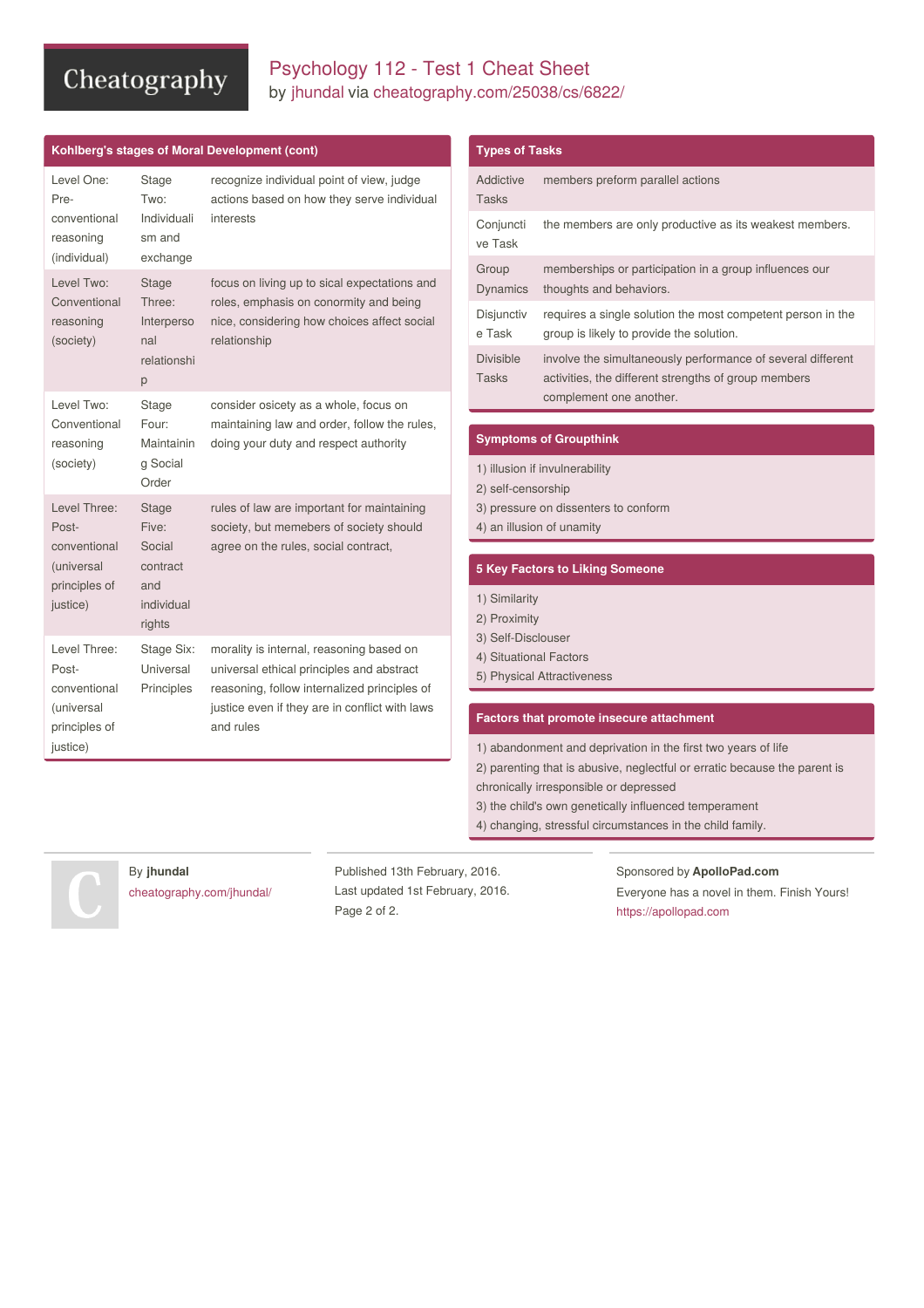## Kohlberg's stages of Moral Development (cont)

| | | |
|---|---|---|
| Level One: Pre-conventional reasoning (individual) | Stage Two: Individualism and exchange | recognize individual point of view, judge actions based on how they serve individual interests |
| Level Two: Conventional reasoning (society) | Stage Three: Interpersonal relationship | focus on living up to sical expectations and roles, emphasis on conormity and being nice, considering how choices affect social relationship |
| Level Two: Conventional reasoning (society) | Stage Four: Maintaining Social Order | consider osicety as a whole, focus on maintaining law and order, follow the rules, doing your duty and respect authority |
| Level Three: Post-conventional (universal principles of justice) | Stage Five: Social contract and individual rights | rules of law are important for maintaining society, but memebers of society should agree on the rules, social contract, |
| Level Three: Post-conventional (universal principles of justice) | Stage Six: Universal Principles | morality is internal, reasoning based on universal ethical principles and abstract reasoning, follow internalized principles of justice even if they are in conflict with laws and rules |

## Types of Tasks

| | |
|---|---|
| Addictive Tasks | members preform parallel actions |
| Conjunctive Task | the members are only productive as its weakest members. |
| Group Dynamics | memberships or participation in a group influences our thoughts and behaviors. |
| Disjunctive Task | requires a single solution the most competent person in the group is likely to provide the solution. |
| Divisible Tasks | involve the simultaneously performance of several different activities, the different strengths of group members complement one another. |

## Symptoms of Groupthink

1) illusion if invulnerability
2) self-censorship
3) pressure on dissenters to conform
4) an illusion of unamity

## 5 Key Factors to Liking Someone

1) Similarity
2) Proximity
3) Self-Disclouser
4) Situational Factors
5) Physical Attractiveness

## Factors that promote insecure attachment

1) abandonment and deprivation in the first two years of life
2) parenting that is abusive, neglectful or erratic because the parent is chronically irresponsible or depressed
3) the child's own genetically influenced temperament
4) changing, stressful circumstances in the child family.